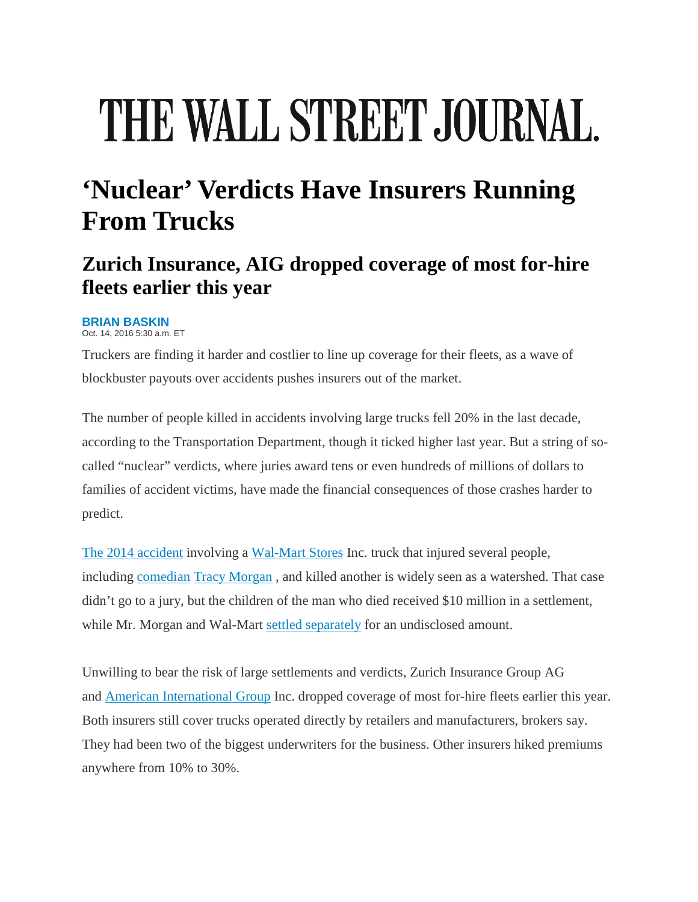# THE WALL STREET JOURNAL.

## 'Nuclear' Verdicts Have Insurers Running From Trucks

### Zurich Insurance, AIG dropped coverage of most for-hire fleets earlier this year

**BRIAN BASKIN**
Oct. 14, 2016 5:30 a.m. ET

Truckers are finding it harder and costlier to line up coverage for their fleets, as a wave of blockbuster payouts over accidents pushes insurers out of the market.

The number of people killed in accidents involving large trucks fell 20% in the last decade, according to the Transportation Department, though it ticked higher last year. But a string of so-called "nuclear" verdicts, where juries award tens or even hundreds of millions of dollars to families of accident victims, have made the financial consequences of those crashes harder to predict.

The 2014 accident involving a Wal-Mart Stores Inc. truck that injured several people, including comedian Tracy Morgan , and killed another is widely seen as a watershed. That case didn't go to a jury, but the children of the man who died received $10 million in a settlement, while Mr. Morgan and Wal-Mart settled separately for an undisclosed amount.

Unwilling to bear the risk of large settlements and verdicts, Zurich Insurance Group AG and American International Group Inc. dropped coverage of most for-hire fleets earlier this year. Both insurers still cover trucks operated directly by retailers and manufacturers, brokers say. They had been two of the biggest underwriters for the business. Other insurers hiked premiums anywhere from 10% to 30%.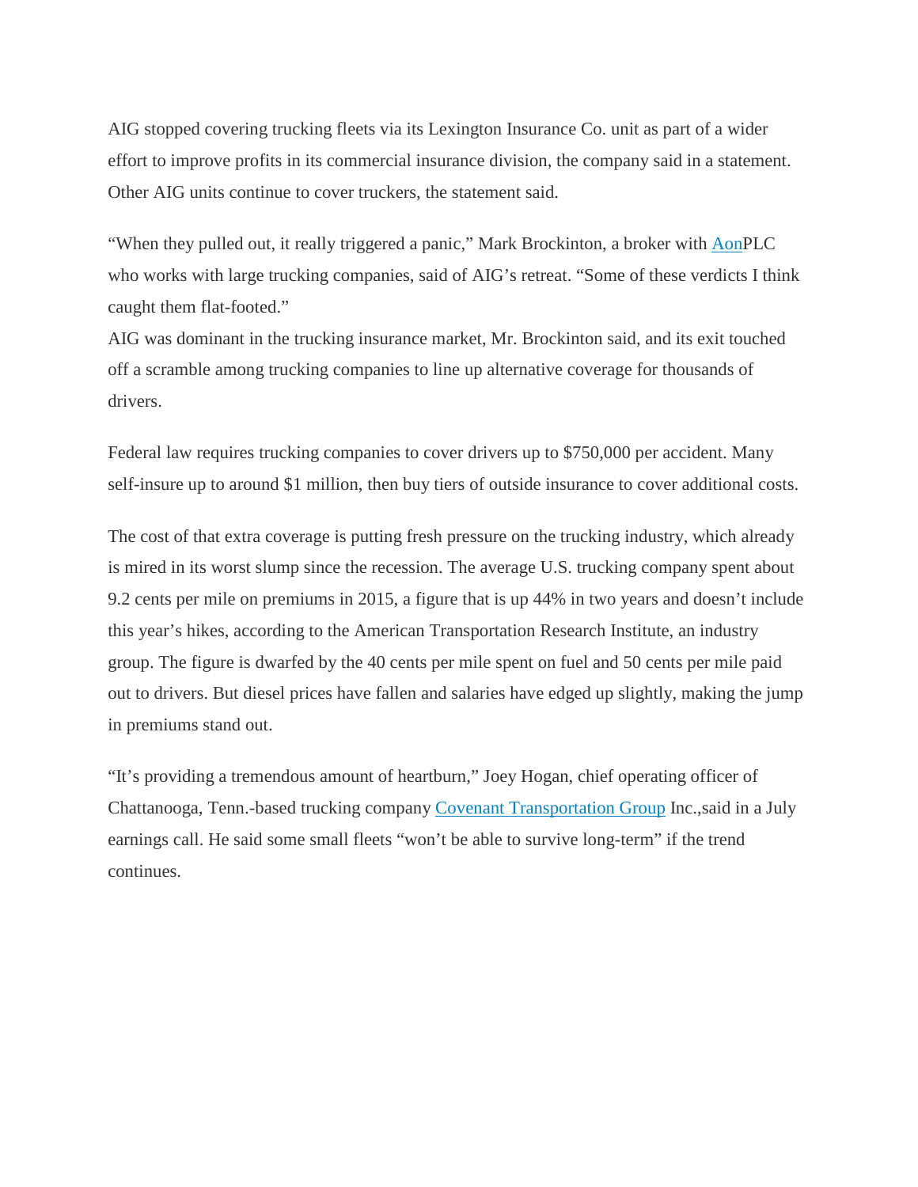AIG stopped covering trucking fleets via its Lexington Insurance Co. unit as part of a wider effort to improve profits in its commercial insurance division, the company said in a statement. Other AIG units continue to cover truckers, the statement said.

"When they pulled out, it really triggered a panic," Mark Brockinton, a broker with AonPLC who works with large trucking companies, said of AIG's retreat. "Some of these verdicts I think caught them flat-footed."
AIG was dominant in the trucking insurance market, Mr. Brockinton said, and its exit touched off a scramble among trucking companies to line up alternative coverage for thousands of drivers.

Federal law requires trucking companies to cover drivers up to $750,000 per accident. Many self-insure up to around $1 million, then buy tiers of outside insurance to cover additional costs.

The cost of that extra coverage is putting fresh pressure on the trucking industry, which already is mired in its worst slump since the recession. The average U.S. trucking company spent about 9.2 cents per mile on premiums in 2015, a figure that is up 44% in two years and doesn't include this year's hikes, according to the American Transportation Research Institute, an industry group. The figure is dwarfed by the 40 cents per mile spent on fuel and 50 cents per mile paid out to drivers. But diesel prices have fallen and salaries have edged up slightly, making the jump in premiums stand out.

"It's providing a tremendous amount of heartburn," Joey Hogan, chief operating officer of Chattanooga, Tenn.-based trucking company Covenant Transportation Group Inc.,said in a July earnings call. He said some small fleets "won't be able to survive long-term" if the trend continues.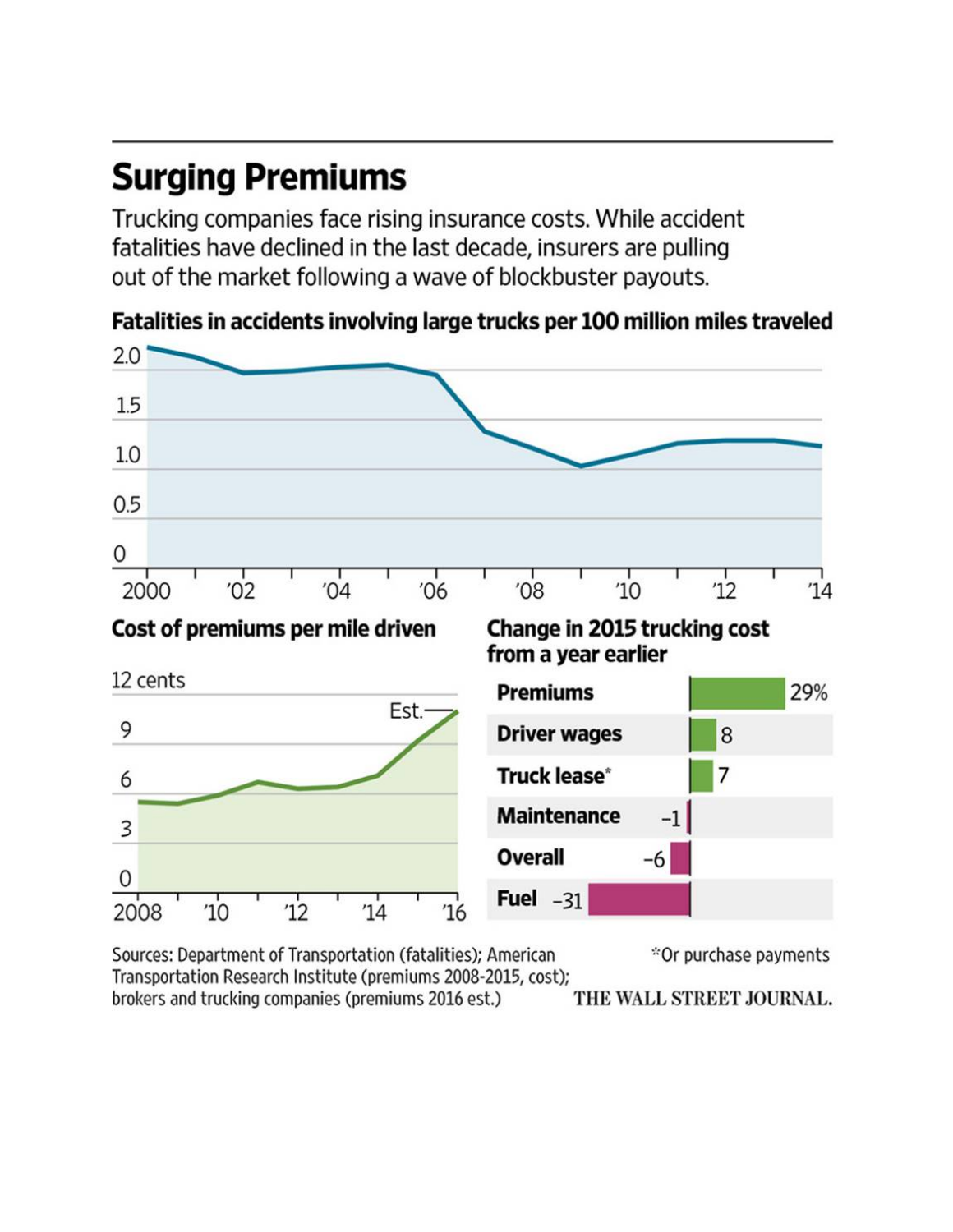## Surging Premiums

Trucking companies face rising insurance costs. While accident fatalities have declined in the last decade, insurers are pulling out of the market following a wave of blockbuster payouts.

**Fatalities in accidents involving large trucks per 100 million miles traveled**

2.0
1.5
1.0
0.5
0

2000 '02 '04 '06 '08 '10 '12 '14

**Cost of premiums per mile driven**

12 cents
9
6
3
0

Est.

2008 '10 '12 '14 '16

**Change in 2015 trucking cost from a year earlier**

| Item | Change |
| --- | --- |
| Premiums | 29% |
| Driver wages | 8 |
| Truck lease* | 7 |
| Maintenance | –1 |
| Overall | –6 |
| Fuel | –31 |

Sources: Department of Transportation (fatalities); American Transportation Research Institute (premiums 2008-2015, cost); brokers and trucking companies (premiums 2016 est.)

*Or purchase payments

THE WALL STREET JOURNAL.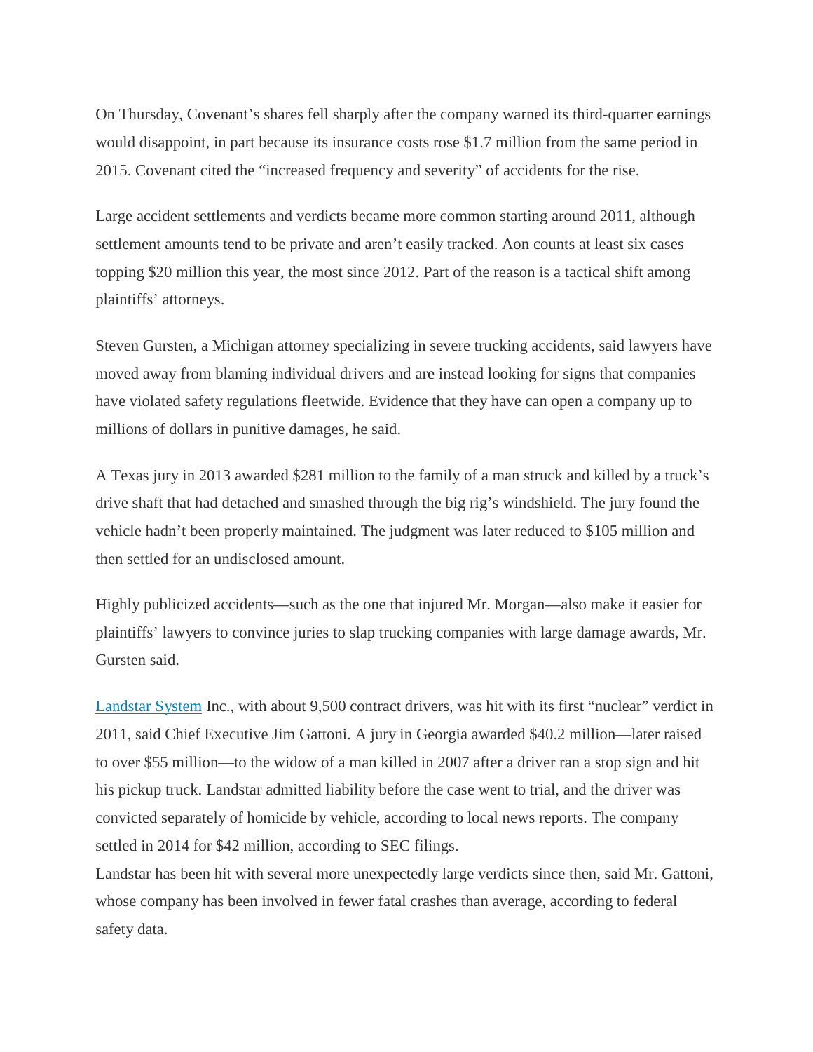On Thursday, Covenant's shares fell sharply after the company warned its third-quarter earnings would disappoint, in part because its insurance costs rose $1.7 million from the same period in 2015. Covenant cited the "increased frequency and severity" of accidents for the rise.

Large accident settlements and verdicts became more common starting around 2011, although settlement amounts tend to be private and aren't easily tracked. Aon counts at least six cases topping $20 million this year, the most since 2012. Part of the reason is a tactical shift among plaintiffs' attorneys.

Steven Gursten, a Michigan attorney specializing in severe trucking accidents, said lawyers have moved away from blaming individual drivers and are instead looking for signs that companies have violated safety regulations fleetwide. Evidence that they have can open a company up to millions of dollars in punitive damages, he said.

A Texas jury in 2013 awarded $281 million to the family of a man struck and killed by a truck's drive shaft that had detached and smashed through the big rig's windshield. The jury found the vehicle hadn't been properly maintained. The judgment was later reduced to $105 million and then settled for an undisclosed amount.

Highly publicized accidents—such as the one that injured Mr. Morgan—also make it easier for plaintiffs' lawyers to convince juries to slap trucking companies with large damage awards, Mr. Gursten said.

Landstar System Inc., with about 9,500 contract drivers, was hit with its first "nuclear" verdict in 2011, said Chief Executive Jim Gattoni. A jury in Georgia awarded $40.2 million—later raised to over $55 million—to the widow of a man killed in 2007 after a driver ran a stop sign and hit his pickup truck. Landstar admitted liability before the case went to trial, and the driver was convicted separately of homicide by vehicle, according to local news reports. The company settled in 2014 for $42 million, according to SEC filings.

Landstar has been hit with several more unexpectedly large verdicts since then, said Mr. Gattoni, whose company has been involved in fewer fatal crashes than average, according to federal safety data.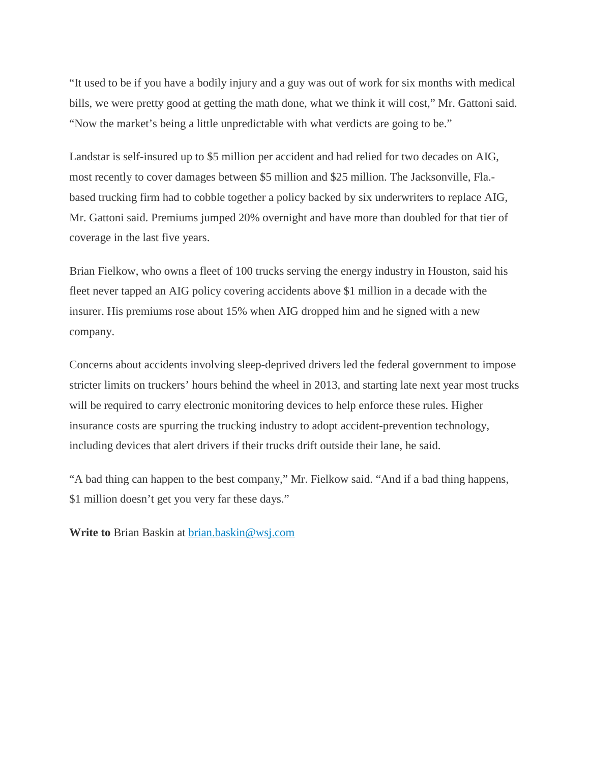"It used to be if you have a bodily injury and a guy was out of work for six months with medical bills, we were pretty good at getting the math done, what we think it will cost," Mr. Gattoni said. "Now the market's being a little unpredictable with what verdicts are going to be."

Landstar is self-insured up to $5 million per accident and had relied for two decades on AIG, most recently to cover damages between $5 million and $25 million. The Jacksonville, Fla.-based trucking firm had to cobble together a policy backed by six underwriters to replace AIG, Mr. Gattoni said. Premiums jumped 20% overnight and have more than doubled for that tier of coverage in the last five years.

Brian Fielkow, who owns a fleet of 100 trucks serving the energy industry in Houston, said his fleet never tapped an AIG policy covering accidents above $1 million in a decade with the insurer. His premiums rose about 15% when AIG dropped him and he signed with a new company.

Concerns about accidents involving sleep-deprived drivers led the federal government to impose stricter limits on truckers' hours behind the wheel in 2013, and starting late next year most trucks will be required to carry electronic monitoring devices to help enforce these rules. Higher insurance costs are spurring the trucking industry to adopt accident-prevention technology, including devices that alert drivers if their trucks drift outside their lane, he said.

"A bad thing can happen to the best company," Mr. Fielkow said. "And if a bad thing happens, $1 million doesn't get you very far these days."

**Write to** Brian Baskin at [brian.baskin@wsj.com](mailto:brian.baskin@wsj.com)